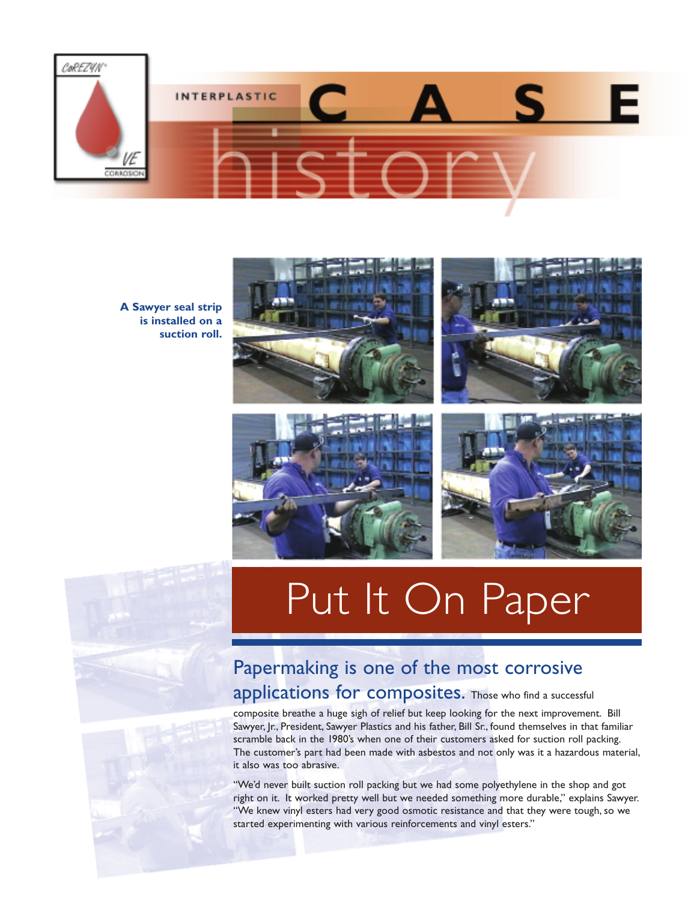# INTERPLASTIC CASE history

A Sawyer seal strip is installed on a suction roll.

# Put It On Paper

## Papermaking is one of the most corrosive applications for composites.

Those who find a successful composite breathe a huge sigh of relief but keep looking for the next improvement. Bill Sawyer, Jr., President, Sawyer Plastics and his father, Bill Sr., found themselves in that familiar scramble back in the 1980's when one of their customers asked for suction roll packing. The customer's part had been made with asbestos and not only was it a hazardous material, it also was too abrasive.

"We'd never built suction roll packing but we had some polyethylene in the shop and got right on it. It worked pretty well but we needed something more durable," explains Sawyer. "We knew vinyl esters had very good osmotic resistance and that they were tough, so we started experimenting with various reinforcements and vinyl esters."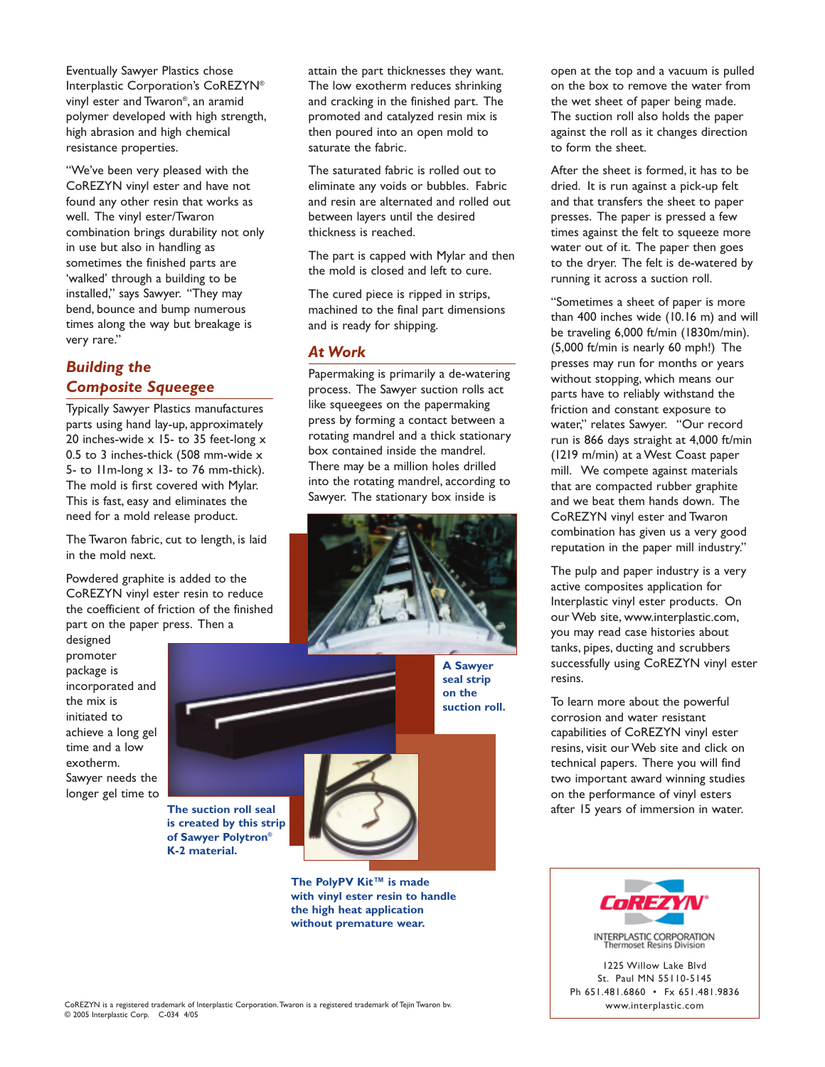Eventually Sawyer Plastics chose Interplastic Corporation's CoREZYN® vinyl ester and Twaron®, an aramid polymer developed with high strength, high abrasion and high chemical resistance properties.

"We've been very pleased with the CoREZYN vinyl ester and have not found any other resin that works as well. The vinyl ester/Twaron combination brings durability not only in use but also in handling as sometimes the finished parts are 'walked' through a building to be installed," says Sawyer. "They may bend, bounce and bump numerous times along the way but breakage is very rare."

## *Building the Composite Squeegee*

Typically Sawyer Plastics manufactures parts using hand lay-up, approximately 20 inches-wide x 15- to 35 feet-long x 0.5 to 3 inches-thick (508 mm-wide x 5- to 11m-long x 13- to 76 mm-thick). The mold is first covered with Mylar. This is fast, easy and eliminates the need for a mold release product.

The Twaron fabric, cut to length, is laid in the mold next.

Powdered graphite is added to the CoREZYN vinyl ester resin to reduce the coefficient of friction of the finished part on the paper press. Then a designed promoter package is incorporated and the mix is initiated to achieve a long gel time and a low exotherm. Sawyer needs the longer gel time to attain the part thicknesses they want. The low exotherm reduces shrinking and cracking in the finished part. The promoted and catalyzed resin mix is then poured into an open mold to saturate the fabric.

The saturated fabric is rolled out to eliminate any voids or bubbles. Fabric and resin are alternated and rolled out between layers until the desired thickness is reached.

The part is capped with Mylar and then the mold is closed and left to cure.

The cured piece is ripped in strips, machined to the final part dimensions and is ready for shipping.

## *At Work*

Papermaking is primarily a de-watering process. The Sawyer suction rolls act like squeegees on the papermaking press by forming a contact between a rotating mandrel and a thick stationary box contained inside the mandrel. There may be a million holes drilled into the rotating mandrel, according to Sawyer. The stationary box inside is open at the top and a vacuum is pulled on the box to remove the water from the wet sheet of paper being made. The suction roll also holds the paper against the roll as it changes direction to form the sheet.

After the sheet is formed, it has to be dried. It is run against a pick-up felt and that transfers the sheet to paper presses. The paper is pressed a few times against the felt to squeeze more water out of it. The paper then goes to the dryer. The felt is de-watered by running it across a suction roll.

"Sometimes a sheet of paper is more than 400 inches wide (10.16 m) and will be traveling 6,000 ft/min (1830m/min). (5,000 ft/min is nearly 60 mph!) The presses may run for months or years without stopping, which means our parts have to reliably withstand the friction and constant exposure to water," relates Sawyer. "Our record run is 866 days straight at 4,000 ft/min (1219 m/min) at a West Coast paper mill. We compete against materials that are compacted rubber graphite and we beat them hands down. The CoREZYN vinyl ester and Twaron combination has given us a very good reputation in the paper mill industry."

The pulp and paper industry is a very active composites application for Interplastic vinyl ester products. On our Web site, www.interplastic.com, you may read case histories about tanks, pipes, ducting and scrubbers successfully using CoREZYN vinyl ester resins.

To learn more about the powerful corrosion and water resistant capabilities of CoREZYN vinyl ester resins, visit our Web site and click on technical papers. There you will find two important award winning studies on the performance of vinyl esters after 15 years of immersion in water.

**A Sawyer seal strip on the suction roll.**

**The suction roll seal is created by this strip of Sawyer Polytron® K-2 material.**

**The PolyPV Kit™ is made with vinyl ester resin to handle the high heat application without premature wear.**

CoREZYN®

INTERPLASTIC CORPORATION
Thermoset Resins Division

1225 Willow Lake Blvd
St. Paul MN 55110-5145
Ph 651.481.6860 • Fx 651.481.9836
www.interplastic.com

CoREZYN is a registered trademark of Interplastic Corporation. Twaron is a registered trademark of Tejin Twaron bv.
© 2005 Interplastic Corp. C-034 4/05